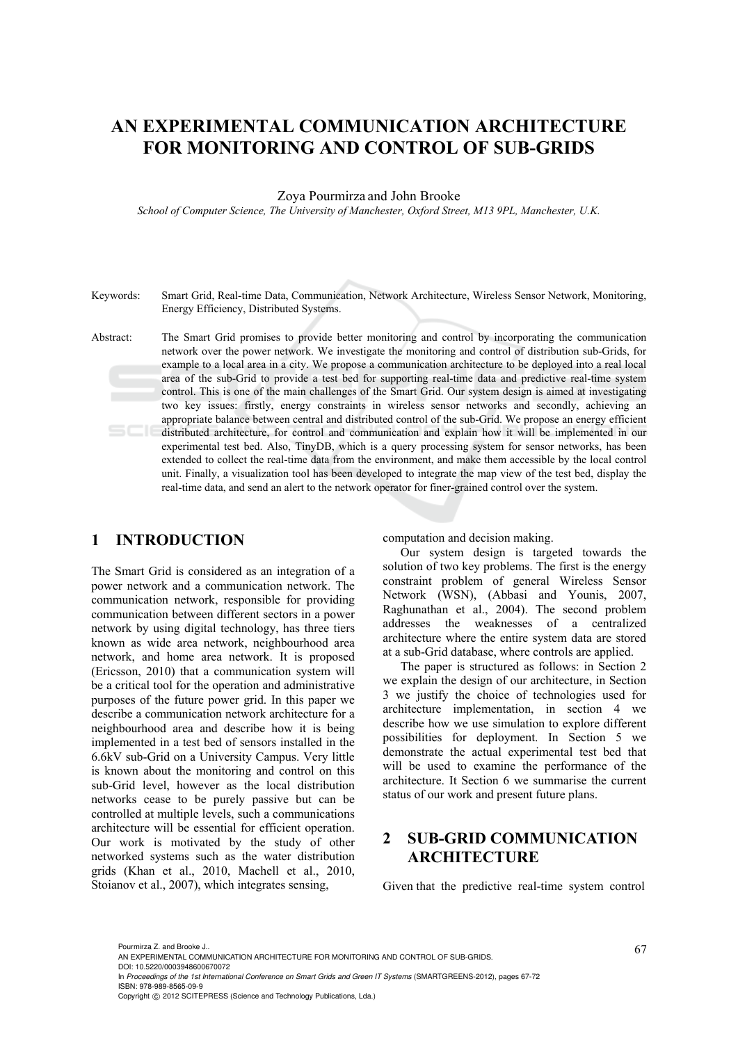# AN EXPERIMENTAL COMMUNICATION ARCHITECTURE FOR MONITORING AND CONTROL OF SUB-GRIDS

Zoya Pourmirza and John Brooke

*School of Computer Science, The University of Manchester, Oxford Street, M13 9PL, Manchester, U.K.*

Keywords: Smart Grid, Real-time Data, Communication, Network Architecture, Wireless Sensor Network, Monitoring, Energy Efficiency, Distributed Systems.

Abstract: The Smart Grid promises to provide better monitoring and control by incorporating the communication network over the power network. We investigate the monitoring and control of distribution sub-Grids, for example to a local area in a city. We propose a communication architecture to be deployed into a real local area of the sub-Grid to provide a test bed for supporting real-time data and predictive real-time system control. This is one of the main challenges of the Smart Grid. Our system design is aimed at investigating two key issues: firstly, energy constraints in wireless sensor networks and secondly, achieving an appropriate balance between central and distributed control of the sub-Grid. We propose an energy efficient distributed architecture, for control and communication and explain how it will be implemented in our experimental test bed. Also, TinyDB, which is a query processing system for sensor networks, has been extended to collect the real-time data from the environment, and make them accessible by the local control unit. Finally, a visualization tool has been developed to integrate the map view of the test bed, display the real-time data, and send an alert to the network operator for finer-grained control over the system.

## 1 INTRODUCTION

The Smart Grid is considered as an integration of a power network and a communication network. The communication network, responsible for providing communication between different sectors in a power network by using digital technology, has three tiers known as wide area network, neighbourhood area network, and home area network. It is proposed (Ericsson, 2010) that a communication system will be a critical tool for the operation and administrative purposes of the future power grid. In this paper we describe a communication network architecture for a neighbourhood area and describe how it is being implemented in a test bed of sensors installed in the 6.6kV sub-Grid on a University Campus. Very little is known about the monitoring and control on this sub-Grid level, however as the local distribution networks cease to be purely passive but can be controlled at multiple levels, such a communications architecture will be essential for efficient operation. Our work is motivated by the study of other networked systems such as the water distribution grids (Khan et al., 2010, Machell et al., 2010, Stoianov et al., 2007), which integrates sensing, computation and decision making.

Our system design is targeted towards the solution of two key problems. The first is the energy constraint problem of general Wireless Sensor Network (WSN), (Abbasi and Younis, 2007, Raghunathan et al., 2004). The second problem addresses the weaknesses of a centralized architecture where the entire system data are stored at a sub-Grid database, where controls are applied.

The paper is structured as follows: in Section 2 we explain the design of our architecture, in Section 3 we justify the choice of technologies used for architecture implementation, in section 4 we describe how we use simulation to explore different possibilities for deployment. In Section 5 we demonstrate the actual experimental test bed that will be used to examine the performance of the architecture. It Section 6 we summarise the current status of our work and present future plans.

## 2 SUB-GRID COMMUNICATION ARCHITECTURE

Given that the predictive real-time system control

Pourmirza Z. and Brooke J..
AN EXPERIMENTAL COMMUNICATION ARCHITECTURE FOR MONITORING AND CONTROL OF SUB-GRIDS.
DOI: 10.5220/0003948600670072
In *Proceedings of the 1st International Conference on Smart Grids and Green IT Systems* (SMARTGREENS-2012), pages 67-72
ISBN: 978-989-8565-09-9
Copyright © 2012 SCITEPRESS (Science and Technology Publications, Lda.)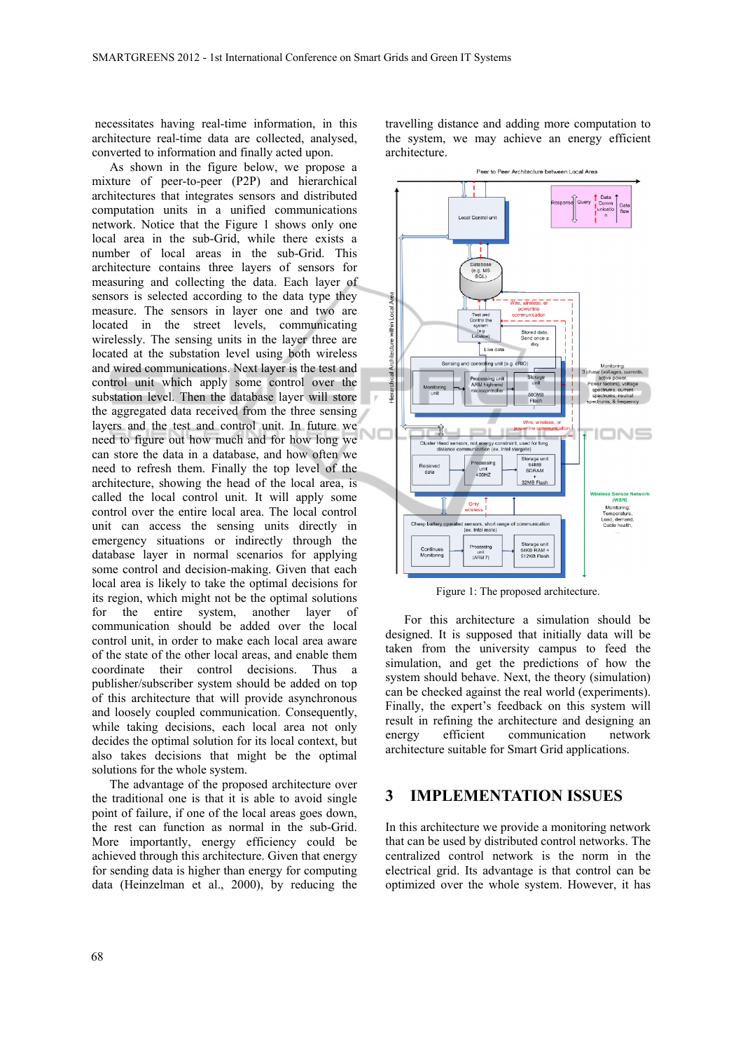necessitates having real-time information, in this architecture real-time data are collected, analysed, converted to information and finally acted upon.

As shown in the figure below, we propose a mixture of peer-to-peer (P2P) and hierarchical architectures that integrates sensors and distributed computation units in a unified communications network. Notice that the Figure 1 shows only one local area in the sub-Grid, while there exists a number of local areas in the sub-Grid. This architecture contains three layers of sensors for measuring and collecting the data. Each layer of sensors is selected according to the data type they measure. The sensors in layer one and two are located in the street levels, communicating wirelessly. The sensing units in the layer three are located at the substation level using both wireless and wired communications. Next layer is the test and control unit which apply some control over the substation level. Then the database layer will store the aggregated data received from the three sensing layers and the test and control unit. In future we need to figure out how much and for how long we can store the data in a database, and how often we need to refresh them. Finally the top level of the architecture, showing the head of the local area, is called the local control unit. It will apply some control over the entire local area. The local control unit can access the sensing units directly in emergency situations or indirectly through the database layer in normal scenarios for applying some control and decision-making. Given that each local area is likely to take the optimal decisions for its region, which might not be the optimal solutions for the entire system, another layer of communication should be added over the local control unit, in order to make each local area aware of the state of the other local areas, and enable them coordinate their control decisions. Thus a publisher/subscriber system should be added on top of this architecture that will provide asynchronous and loosely coupled communication. Consequently, while taking decisions, each local area not only decides the optimal solution for its local context, but also takes decisions that might be the optimal solutions for the whole system.

The advantage of the proposed architecture over the traditional one is that it is able to avoid single point of failure, if one of the local areas goes down, the rest can function as normal in the sub-Grid. More importantly, energy efficiency could be achieved through this architecture. Given that energy for sending data is higher than energy for computing data (Heinzelman et al., 2000), by reducing the travelling distance and adding more computation to the system, we may achieve an energy efficient architecture.

Figure 1: The proposed architecture.

For this architecture a simulation should be designed. It is supposed that initially data will be taken from the university campus to feed the simulation, and get the predictions of how the system should behave. Next, the theory (simulation) can be checked against the real world (experiments). Finally, the expert's feedback on this system will result in refining the architecture and designing an energy efficient communication network architecture suitable for Smart Grid applications.

## 3 IMPLEMENTATION ISSUES

In this architecture we provide a monitoring network that can be used by distributed control networks. The centralized control network is the norm in the electrical grid. Its advantage is that control can be optimized over the whole system. However, it has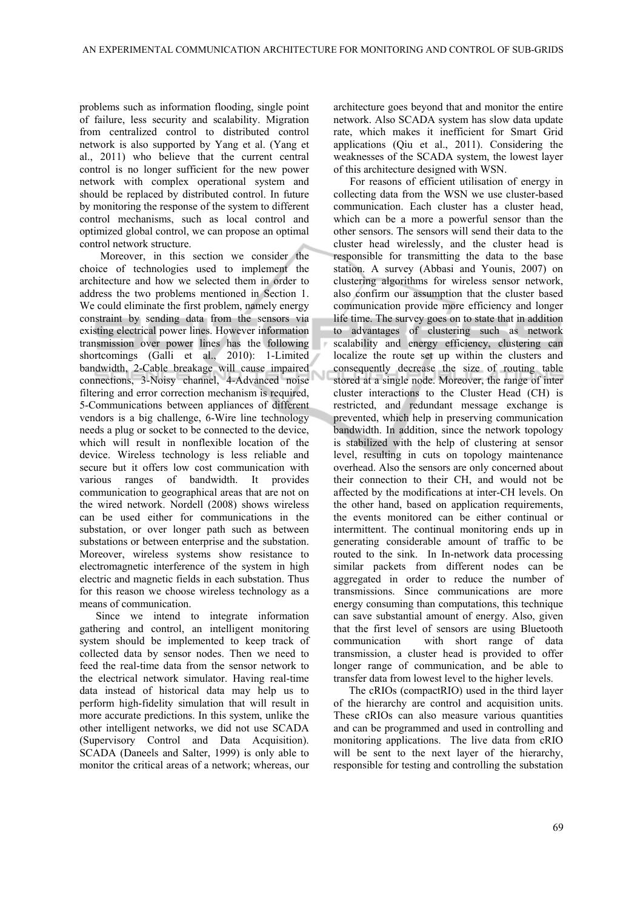problems such as information flooding, single point of failure, less security and scalability. Migration from centralized control to distributed control network is also supported by Yang et al. (Yang et al., 2011) who believe that the current central control is no longer sufficient for the new power network with complex operational system and should be replaced by distributed control. In future by monitoring the response of the system to different control mechanisms, such as local control and optimized global control, we can propose an optimal control network structure.

Moreover, in this section we consider the choice of technologies used to implement the architecture and how we selected them in order to address the two problems mentioned in Section 1. We could eliminate the first problem, namely energy constraint by sending data from the sensors via existing electrical power lines. However information transmission over power lines has the following shortcomings (Galli et al., 2010): 1-Limited bandwidth, 2-Cable breakage will cause impaired connections, 3-Noisy channel, 4-Advanced noise filtering and error correction mechanism is required, 5-Communications between appliances of different vendors is a big challenge, 6-Wire line technology needs a plug or socket to be connected to the device, which will result in nonflexible location of the device. Wireless technology is less reliable and secure but it offers low cost communication with various ranges of bandwidth. It provides communication to geographical areas that are not on the wired network. Nordell (2008) shows wireless can be used either for communications in the substation, or over longer path such as between substations or between enterprise and the substation. Moreover, wireless systems show resistance to electromagnetic interference of the system in high electric and magnetic fields in each substation. Thus for this reason we choose wireless technology as a means of communication.

Since we intend to integrate information gathering and control, an intelligent monitoring system should be implemented to keep track of collected data by sensor nodes. Then we need to feed the real-time data from the sensor network to the electrical network simulator. Having real-time data instead of historical data may help us to perform high-fidelity simulation that will result in more accurate predictions. In this system, unlike the other intelligent networks, we did not use SCADA (Supervisory Control and Data Acquisition). SCADA (Daneels and Salter, 1999) is only able to monitor the critical areas of a network; whereas, our architecture goes beyond that and monitor the entire network. Also SCADA system has slow data update rate, which makes it inefficient for Smart Grid applications (Qiu et al., 2011). Considering the weaknesses of the SCADA system, the lowest layer of this architecture designed with WSN.

For reasons of efficient utilisation of energy in collecting data from the WSN we use cluster-based communication. Each cluster has a cluster head, which can be a more a powerful sensor than the other sensors. The sensors will send their data to the cluster head wirelessly, and the cluster head is responsible for transmitting the data to the base station. A survey (Abbasi and Younis, 2007) on clustering algorithms for wireless sensor network, also confirm our assumption that the cluster based communication provide more efficiency and longer life time. The survey goes on to state that in addition to advantages of clustering such as network scalability and energy efficiency, clustering can localize the route set up within the clusters and consequently decrease the size of routing table stored at a single node. Moreover, the range of inter cluster interactions to the Cluster Head (CH) is restricted, and redundant message exchange is prevented, which help in preserving communication bandwidth. In addition, since the network topology is stabilized with the help of clustering at sensor level, resulting in cuts on topology maintenance overhead. Also the sensors are only concerned about their connection to their CH, and would not be affected by the modifications at inter-CH levels. On the other hand, based on application requirements, the events monitored can be either continual or intermittent. The continual monitoring ends up in generating considerable amount of traffic to be routed to the sink. In In-network data processing similar packets from different nodes can be aggregated in order to reduce the number of transmissions. Since communications are more energy consuming than computations, this technique can save substantial amount of energy. Also, given that the first level of sensors are using Bluetooth communication with short range of data transmission, a cluster head is provided to offer longer range of communication, and be able to transfer data from lowest level to the higher levels.

The cRIOs (compactRIO) used in the third layer of the hierarchy are control and acquisition units. These cRIOs can also measure various quantities and can be programmed and used in controlling and monitoring applications. The live data from cRIO will be sent to the next layer of the hierarchy, responsible for testing and controlling the substation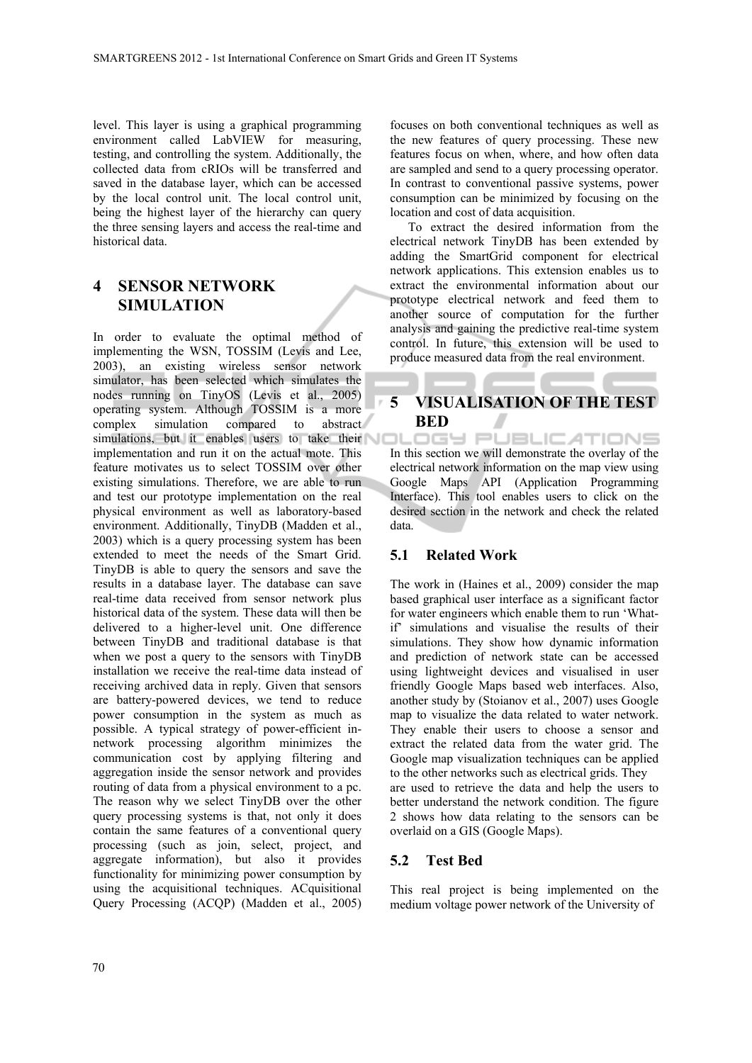level. This layer is using a graphical programming environment called LabVIEW for measuring, testing, and controlling the system. Additionally, the collected data from cRIOs will be transferred and saved in the database layer, which can be accessed by the local control unit. The local control unit, being the highest layer of the hierarchy can query the three sensing layers and access the real-time and historical data.

# 4 SENSOR NETWORK SIMULATION

In order to evaluate the optimal method of implementing the WSN, TOSSIM (Levis and Lee, 2003), an existing wireless sensor network simulator, has been selected which simulates the nodes running on TinyOS (Levis et al., 2005) operating system. Although TOSSIM is a more complex simulation compared to abstract simulations, but it enables users to take their implementation and run it on the actual mote. This feature motivates us to select TOSSIM over other existing simulations. Therefore, we are able to run and test our prototype implementation on the real physical environment as well as laboratory-based environment. Additionally, TinyDB (Madden et al., 2003) which is a query processing system has been extended to meet the needs of the Smart Grid. TinyDB is able to query the sensors and save the results in a database layer. The database can save real-time data received from sensor network plus historical data of the system. These data will then be delivered to a higher-level unit. One difference between TinyDB and traditional database is that when we post a query to the sensors with TinyDB installation we receive the real-time data instead of receiving archived data in reply. Given that sensors are battery-powered devices, we tend to reduce power consumption in the system as much as possible. A typical strategy of power-efficient in-network processing algorithm minimizes the communication cost by applying filtering and aggregation inside the sensor network and provides routing of data from a physical environment to a pc. The reason why we select TinyDB over the other query processing systems is that, not only it does contain the same features of a conventional query processing (such as join, select, project, and aggregate information), but also it provides functionality for minimizing power consumption by using the acquisitional techniques. ACquisitional Query Processing (ACQP) (Madden et al., 2005) focuses on both conventional techniques as well as the new features of query processing. These new features focus on when, where, and how often data are sampled and send to a query processing operator. In contrast to conventional passive systems, power consumption can be minimized by focusing on the location and cost of data acquisition.

To extract the desired information from the electrical network TinyDB has been extended by adding the SmartGrid component for electrical network applications. This extension enables us to extract the environmental information about our prototype electrical network and feed them to another source of computation for the further analysis and gaining the predictive real-time system control. In future, this extension will be used to produce measured data from the real environment.

# 5 VISUALISATION OF THE TEST BED

In this section we will demonstrate the overlay of the electrical network information on the map view using Google Maps API (Application Programming Interface). This tool enables users to click on the desired section in the network and check the related data.

## 5.1 Related Work

The work in (Haines et al., 2009) consider the map based graphical user interface as a significant factor for water engineers which enable them to run 'What-if' simulations and visualise the results of their simulations. They show how dynamic information and prediction of network state can be accessed using lightweight devices and visualised in user friendly Google Maps based web interfaces. Also, another study by (Stoianov et al., 2007) uses Google map to visualize the data related to water network. They enable their users to choose a sensor and extract the related data from the water grid. The Google map visualization techniques can be applied to the other networks such as electrical grids. They are used to retrieve the data and help the users to better understand the network condition. The figure 2 shows how data relating to the sensors can be overlaid on a GIS (Google Maps).

## 5.2 Test Bed

This real project is being implemented on the medium voltage power network of the University of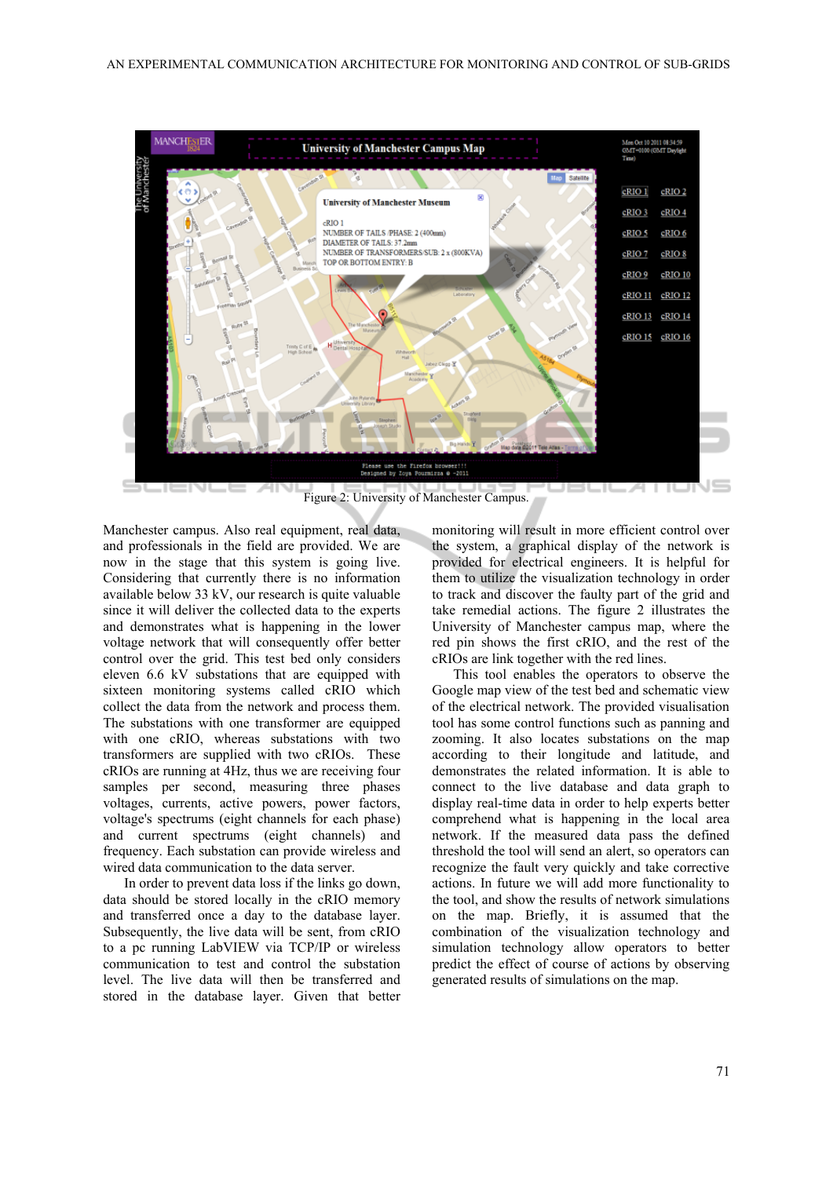Figure 2: University of Manchester Campus.

Manchester campus. Also real equipment, real data, and professionals in the field are provided. We are now in the stage that this system is going live. Considering that currently there is no information available below 33 kV, our research is quite valuable since it will deliver the collected data to the experts and demonstrates what is happening in the lower voltage network that will consequently offer better control over the grid. This test bed only considers eleven 6.6 kV substations that are equipped with sixteen monitoring systems called cRIO which collect the data from the network and process them. The substations with one transformer are equipped with one cRIO, whereas substations with two transformers are supplied with two cRIOs. These cRIOs are running at 4Hz, thus we are receiving four samples per second, measuring three phases voltages, currents, active powers, power factors, voltage's spectrums (eight channels for each phase) and current spectrums (eight channels) and frequency. Each substation can provide wireless and wired data communication to the data server.

In order to prevent data loss if the links go down, data should be stored locally in the cRIO memory and transferred once a day to the database layer. Subsequently, the live data will be sent, from cRIO to a pc running LabVIEW via TCP/IP or wireless communication to test and control the substation level. The live data will then be transferred and stored in the database layer. Given that better monitoring will result in more efficient control over the system, a graphical display of the network is provided for electrical engineers. It is helpful for them to utilize the visualization technology in order to track and discover the faulty part of the grid and take remedial actions. The figure 2 illustrates the University of Manchester campus map, where the red pin shows the first cRIO, and the rest of the cRIOs are link together with the red lines.

This tool enables the operators to observe the Google map view of the test bed and schematic view of the electrical network. The provided visualisation tool has some control functions such as panning and zooming. It also locates substations on the map according to their longitude and latitude, and demonstrates the related information. It is able to connect to the live database and data graph to display real-time data in order to help experts better comprehend what is happening in the local area network. If the measured data pass the defined threshold the tool will send an alert, so operators can recognize the fault very quickly and take corrective actions. In future we will add more functionality to the tool, and show the results of network simulations on the map. Briefly, it is assumed that the combination of the visualization technology and simulation technology allow operators to better predict the effect of course of actions by observing generated results of simulations on the map.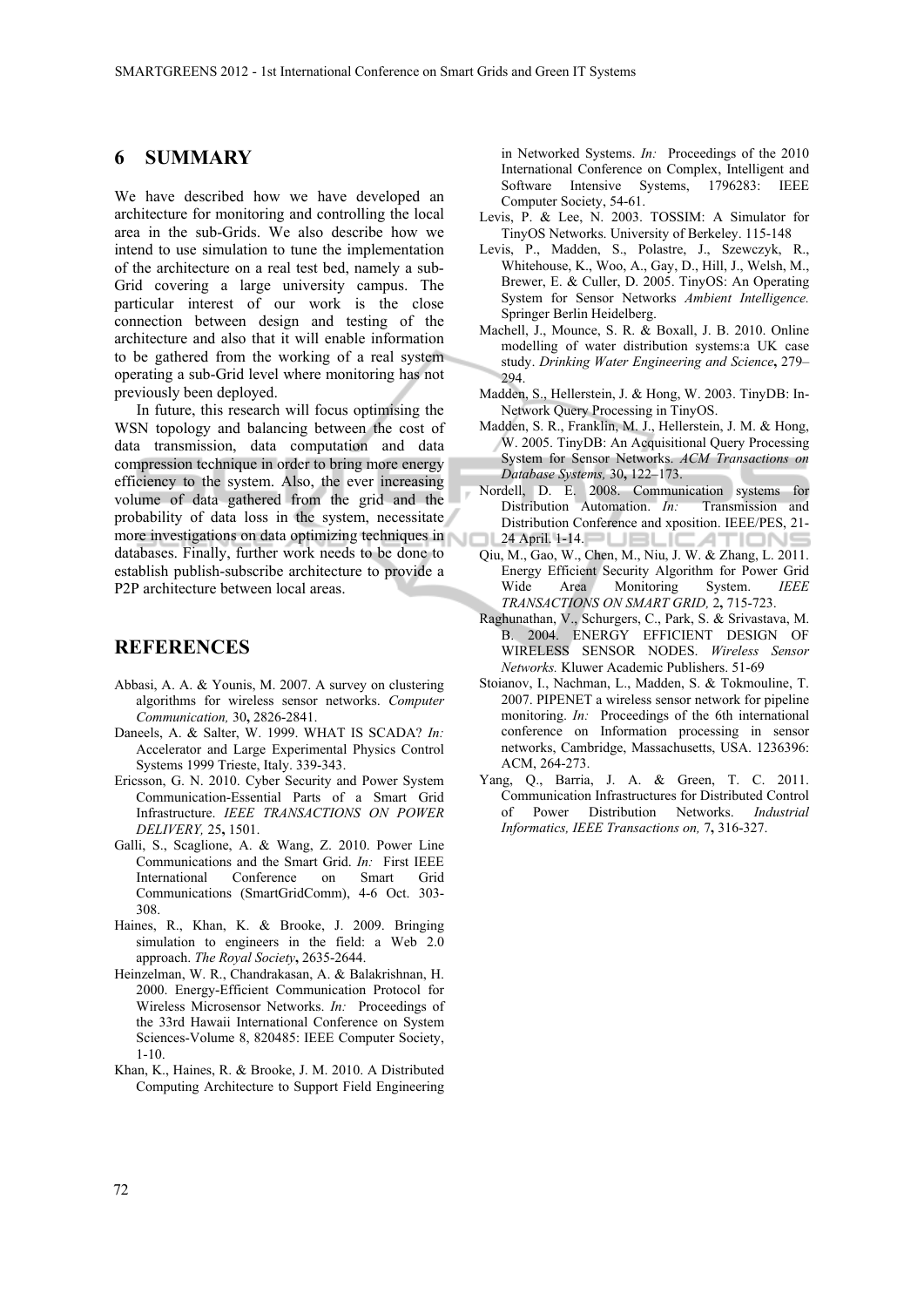## 6 SUMMARY

We have described how we have developed an architecture for monitoring and controlling the local area in the sub-Grids. We also describe how we intend to use simulation to tune the implementation of the architecture on a real test bed, namely a sub-Grid covering a large university campus. The particular interest of our work is the close connection between design and testing of the architecture and also that it will enable information to be gathered from the working of a real system operating a sub-Grid level where monitoring has not previously been deployed.

In future, this research will focus optimising the WSN topology and balancing between the cost of data transmission, data computation and data compression technique in order to bring more energy efficiency to the system. Also, the ever increasing volume of data gathered from the grid and the probability of data loss in the system, necessitate more investigations on data optimizing techniques in databases. Finally, further work needs to be done to establish publish-subscribe architecture to provide a P2P architecture between local areas.

## REFERENCES

Abbasi, A. A. & Younis, M. 2007. A survey on clustering algorithms for wireless sensor networks. *Computer Communication,* 30**,** 2826-2841.

Daneels, A. & Salter, W. 1999. WHAT IS SCADA? *In:* Accelerator and Large Experimental Physics Control Systems 1999 Trieste, Italy. 339-343.

Ericsson, G. N. 2010. Cyber Security and Power System Communication-Essential Parts of a Smart Grid Infrastructure. *IEEE TRANSACTIONS ON POWER DELIVERY,* 25**,** 1501.

Galli, S., Scaglione, A. & Wang, Z. 2010. Power Line Communications and the Smart Grid. *In:* First IEEE International Conference on Smart Grid Communications (SmartGridComm), 4-6 Oct. 303-308.

Haines, R., Khan, K. & Brooke, J. 2009. Bringing simulation to engineers in the field: a Web 2.0 approach. *The Royal Society***,** 2635-2644.

Heinzelman, W. R., Chandrakasan, A. & Balakrishnan, H. 2000. Energy-Efficient Communication Protocol for Wireless Microsensor Networks. *In:* Proceedings of the 33rd Hawaii International Conference on System Sciences-Volume 8, 820485: IEEE Computer Society, 1-10.

Khan, K., Haines, R. & Brooke, J. M. 2010. A Distributed Computing Architecture to Support Field Engineering in Networked Systems. *In:* Proceedings of the 2010 International Conference on Complex, Intelligent and Software Intensive Systems, 1796283: IEEE Computer Society, 54-61.

Levis, P. & Lee, N. 2003. TOSSIM: A Simulator for TinyOS Networks. University of Berkeley. 115-148

Levis, P., Madden, S., Polastre, J., Szewczyk, R., Whitehouse, K., Woo, A., Gay, D., Hill, J., Welsh, M., Brewer, E. & Culler, D. 2005. TinyOS: An Operating System for Sensor Networks *Ambient Intelligence.* Springer Berlin Heidelberg.

Machell, J., Mounce, S. R. & Boxall, J. B. 2010. Online modelling of water distribution systems:a UK case study. *Drinking Water Engineering and Science***,** 279–294.

Madden, S., Hellerstein, J. & Hong, W. 2003. TinyDB: In-Network Query Processing in TinyOS.

Madden, S. R., Franklin, M. J., Hellerstein, J. M. & Hong, W. 2005. TinyDB: An Acquisitional Query Processing System for Sensor Networks. *ACM Transactions on Database Systems,* 30**,** 122–173.

Nordell, D. E. 2008. Communication systems for Distribution Automation. *In:* Transmission and Distribution Conference and xposition. IEEE/PES, 21-24 April. 1-14.

Qiu, M., Gao, W., Chen, M., Niu, J. W. & Zhang, L. 2011. Energy Efficient Security Algorithm for Power Grid Wide Area Monitoring System. *IEEE TRANSACTIONS ON SMART GRID,* 2**,** 715-723.

Raghunathan, V., Schurgers, C., Park, S. & Srivastava, M. B. 2004. ENERGY EFFICIENT DESIGN OF WIRELESS SENSOR NODES. *Wireless Sensor Networks.* Kluwer Academic Publishers. 51-69

Stoianov, I., Nachman, L., Madden, S. & Tokmouline, T. 2007. PIPENET a wireless sensor network for pipeline monitoring. *In:* Proceedings of the 6th international conference on Information processing in sensor networks, Cambridge, Massachusetts, USA. 1236396: ACM, 264-273.

Yang, Q., Barria, J. A. & Green, T. C. 2011. Communication Infrastructures for Distributed Control of Power Distribution Networks. *Industrial Informatics, IEEE Transactions on,* 7**,** 316-327.